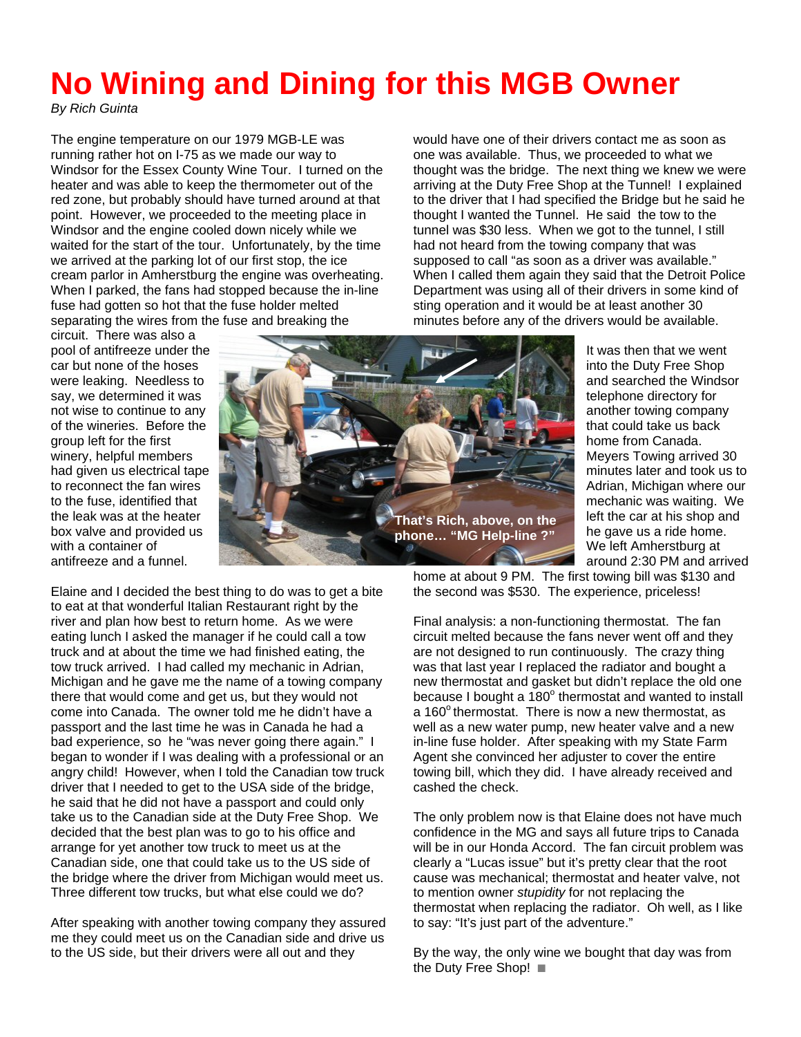# No Wining and Dining for this MGB Owner

*By Rich Guinta*

The engine temperature on our 1979 MGB-LE was running rather hot on I-75 as we made our way to Windsor for the Essex County Wine Tour. I turned on the heater and was able to keep the thermometer out of the red zone, but probably should have turned around at that point. However, we proceeded to the meeting place in Windsor and the engine cooled down nicely while we waited for the start of the tour. Unfortunately, by the time we arrived at the parking lot of our first stop, the ice cream parlor in Amherstburg the engine was overheating. When I parked, the fans had stopped because the in-line fuse had gotten so hot that the fuse holder melted separating the wires from the fuse and breaking the circuit. There was also a pool of antifreeze under the car but none of the hoses were leaking. Needless to say, we determined it was not wise to continue to any of the wineries. Before the group left for the first winery, helpful members had given us electrical tape to reconnect the fan wires to the fuse, identified that the leak was at the heater box valve and provided us with a container of antifreeze and a funnel.

That's Rich, above, on the phone… "MG Help-line ?"

Elaine and I decided the best thing to do was to get a bite to eat at that wonderful Italian Restaurant right by the river and plan how best to return home. As we were eating lunch I asked the manager if he could call a tow truck and at about the time we had finished eating, the tow truck arrived. I had called my mechanic in Adrian, Michigan and he gave me the name of a towing company there that would come and get us, but they would not come into Canada. The owner told me he didn't have a passport and the last time he was in Canada he had a bad experience, so he "was never going there again." I began to wonder if I was dealing with a professional or an angry child! However, when I told the Canadian tow truck driver that I needed to get to the USA side of the bridge, he said that he did not have a passport and could only take us to the Canadian side at the Duty Free Shop. We decided that the best plan was to go to his office and arrange for yet another tow truck to meet us at the Canadian side, one that could take us to the US side of the bridge where the driver from Michigan would meet us. Three different tow trucks, but what else could we do?

After speaking with another towing company they assured me they could meet us on the Canadian side and drive us to the US side, but their drivers were all out and they would have one of their drivers contact me as soon as one was available. Thus, we proceeded to what we thought was the bridge. The next thing we knew we were arriving at the Duty Free Shop at the Tunnel! I explained to the driver that I had specified the Bridge but he said he thought I wanted the Tunnel. He said the tow to the tunnel was $30 less. When we got to the tunnel, I still had not heard from the towing company that was supposed to call "as soon as a driver was available." When I called them again they said that the Detroit Police Department was using all of their drivers in some kind of sting operation and it would be at least another 30 minutes before any of the drivers would be available.

It was then that we went into the Duty Free Shop and searched the Windsor telephone directory for another towing company that could take us back home from Canada. Meyers Towing arrived 30 minutes later and took us to Adrian, Michigan where our mechanic was waiting. We left the car at his shop and he gave us a ride home. We left Amherstburg at around 2:30 PM and arrived home at about 9 PM. The first towing bill was $130 and the second was $530. The experience, priceless!

Final analysis: a non-functioning thermostat. The fan circuit melted because the fans never went off and they are not designed to run continuously. The crazy thing was that last year I replaced the radiator and bought a new thermostat and gasket but didn't replace the old one because I bought a 180° thermostat and wanted to install a 160° thermostat. There is now a new thermostat, as well as a new water pump, new heater valve and a new in-line fuse holder. After speaking with my State Farm Agent she convinced her adjuster to cover the entire towing bill, which they did. I have already received and cashed the check.

The only problem now is that Elaine does not have much confidence in the MG and says all future trips to Canada will be in our Honda Accord. The fan circuit problem was clearly a "Lucas issue" but it's pretty clear that the root cause was mechanical; thermostat and heater valve, not to mention owner *stupidity* for not replacing the thermostat when replacing the radiator. Oh well, as I like to say: "It's just part of the adventure."

By the way, the only wine we bought that day was from the Duty Free Shop! ■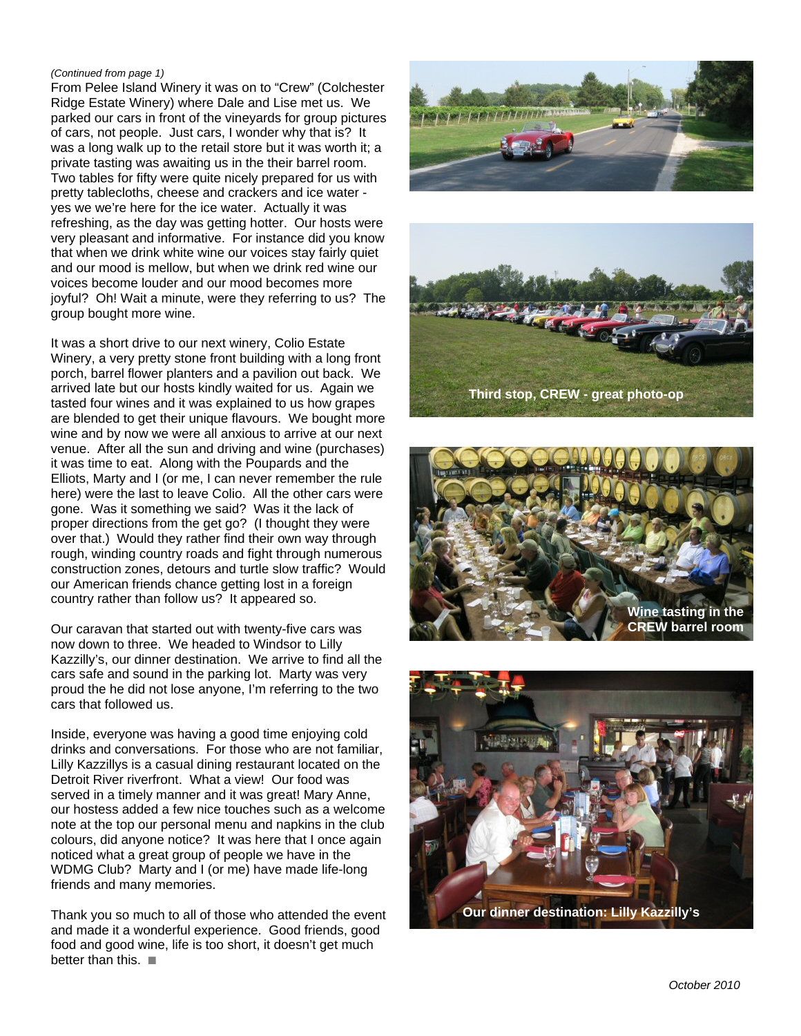*(Continued from page 1)*

From Pelee Island Winery it was on to "Crew" (Colchester Ridge Estate Winery) where Dale and Lise met us. We parked our cars in front of the vineyards for group pictures of cars, not people. Just cars, I wonder why that is? It was a long walk up to the retail store but it was worth it; a private tasting was awaiting us in the their barrel room. Two tables for fifty were quite nicely prepared for us with pretty tablecloths, cheese and crackers and ice water - yes we we're here for the ice water. Actually it was refreshing, as the day was getting hotter. Our hosts were very pleasant and informative. For instance did you know that when we drink white wine our voices stay fairly quiet and our mood is mellow, but when we drink red wine our voices become louder and our mood becomes more joyful? Oh! Wait a minute, were they referring to us? The group bought more wine.

It was a short drive to our next winery, Colio Estate Winery, a very pretty stone front building with a long front porch, barrel flower planters and a pavilion out back. We arrived late but our hosts kindly waited for us. Again we tasted four wines and it was explained to us how grapes are blended to get their unique flavours. We bought more wine and by now we were all anxious to arrive at our next venue. After all the sun and driving and wine (purchases) it was time to eat. Along with the Poupards and the Elliots, Marty and I (or me, I can never remember the rule here) were the last to leave Colio. All the other cars were gone. Was it something we said? Was it the lack of proper directions from the get go? (I thought they were over that.) Would they rather find their own way through rough, winding country roads and fight through numerous construction zones, detours and turtle slow traffic? Would our American friends chance getting lost in a foreign country rather than follow us? It appeared so.

Our caravan that started out with twenty-five cars was now down to three. We headed to Windsor to Lilly Kazzilly's, our dinner destination. We arrive to find all the cars safe and sound in the parking lot. Marty was very proud the he did not lose anyone, I'm referring to the two cars that followed us.

Inside, everyone was having a good time enjoying cold drinks and conversations. For those who are not familiar, Lilly Kazzillys is a casual dining restaurant located on the Detroit River riverfront. What a view! Our food was served in a timely manner and it was great! Mary Anne, our hostess added a few nice touches such as a welcome note at the top our personal menu and napkins in the club colours, did anyone notice? It was here that I once again noticed what a great group of people we have in the WDMG Club? Marty and I (or me) have made life-long friends and many memories.

Thank you so much to all of those who attended the event and made it a wonderful experience. Good friends, good food and good wine, life is too short, it doesn't get much better than this. ■

Third stop, CREW - great photo-op

Wine tasting in the CREW barrel room

Our dinner destination: Lilly Kazzilly's